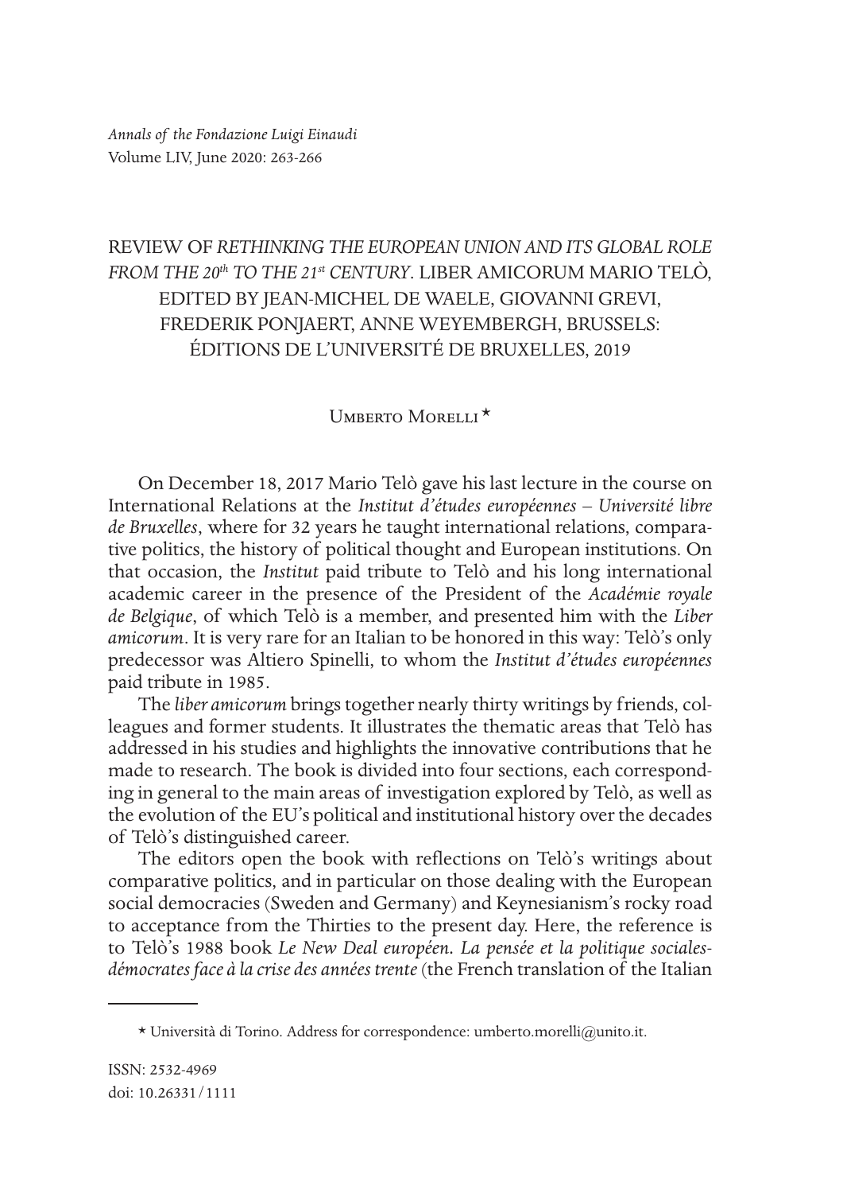# REVIEW OF *RETHINKING THE EUROPEAN UNION AND ITS GLOBAL ROLE FROM THE 20th TO THE 21st CENTURY*. LIBER AMICORUM MARIO TELÒ, EDITED BY JEAN-MICHEL DE WAELE, GIOVANNI GREVI, FREDERIK PONJAERT, ANNE WEYEMBERGH, BRUSSELS: ÉDITIONS DE L'UNIVERSITÉ DE BRUXELLES, 2019

Umberto Morelli *

On December 18, 2017 Mario Telò gave his last lecture in the course on International Relations at the *Institut d'études européennes – Université libre de Bruxelles*, where for 32 years he taught international relations, comparative politics, the history of political thought and European institutions. On that occasion, the *Institut* paid tribute to Telò and his long international academic career in the presence of the President of the *Académie royale de Belgique*, of which Telò is a member, and presented him with the *Liber amicorum*. It is very rare for an Italian to be honored in this way: Telò's only predecessor was Altiero Spinelli, to whom the *Institut d'études européennes* paid tribute in 1985.

The *liber amicorum* brings together nearly thirty writings by friends, colleagues and former students. It illustrates the thematic areas that Telò has addressed in his studies and highlights the innovative contributions that he made to research. The book is divided into four sections, each corresponding in general to the main areas of investigation explored by Telò, as well as the evolution of the EU's political and institutional history over the decades of Telò's distinguished career.

The editors open the book with reflections on Telò's writings about comparative politics, and in particular on those dealing with the European social democracies (Sweden and Germany) and Keynesianism's rocky road to acceptance from the Thirties to the present day. Here, the reference is to Telò's 1988 book *Le New Deal européen. La pensée et la politique sociales-démocrates face à la crise des années trente* (the French translation of the Italian

* Università di Torino. Address for correspondence: umberto.morelli@unito.it.

ISSN: 2532-4969
doi: 10.26331/1111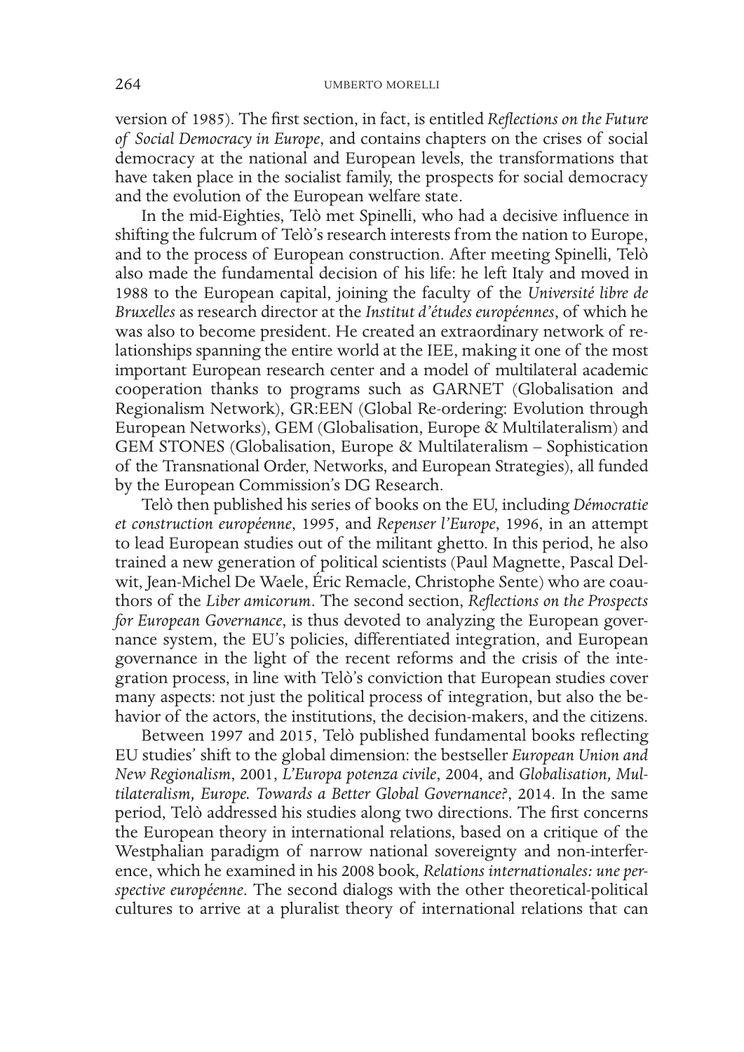version of 1985). The first section, in fact, is entitled *Reflections on the Future of Social Democracy in Europe*, and contains chapters on the crises of social democracy at the national and European levels, the transformations that have taken place in the socialist family, the prospects for social democracy and the evolution of the European welfare state.

In the mid-Eighties, Telò met Spinelli, who had a decisive influence in shifting the fulcrum of Telò's research interests from the nation to Europe, and to the process of European construction. After meeting Spinelli, Telò also made the fundamental decision of his life: he left Italy and moved in 1988 to the European capital, joining the faculty of the *Université libre de Bruxelles* as research director at the *Institut d'études européennes*, of which he was also to become president. He created an extraordinary network of relationships spanning the entire world at the IEE, making it one of the most important European research center and a model of multilateral academic cooperation thanks to programs such as GARNET (Globalisation and Regionalism Network), GR:EEN (Global Re-ordering: Evolution through European Networks), GEM (Globalisation, Europe & Multilateralism) and GEM STONES (Globalisation, Europe & Multilateralism – Sophistication of the Transnational Order, Networks, and European Strategies), all funded by the European Commission's DG Research.

Telò then published his series of books on the EU, including *Démocratie et construction européenne*, 1995, and *Repenser l'Europe*, 1996, in an attempt to lead European studies out of the militant ghetto. In this period, he also trained a new generation of political scientists (Paul Magnette, Pascal Delwit, Jean-Michel De Waele, Éric Remacle, Christophe Sente) who are coauthors of the *Liber amicorum*. The second section, *Reflections on the Prospects for European Governance*, is thus devoted to analyzing the European governance system, the EU's policies, differentiated integration, and European governance in the light of the recent reforms and the crisis of the integration process, in line with Telò's conviction that European studies cover many aspects: not just the political process of integration, but also the behavior of the actors, the institutions, the decision-makers, and the citizens.

Between 1997 and 2015, Telò published fundamental books reflecting EU studies' shift to the global dimension: the bestseller *European Union and New Regionalism*, 2001, *L'Europa potenza civile*, 2004, and *Globalisation, Multilateralism, Europe. Towards a Better Global Governance?*, 2014. In the same period, Telò addressed his studies along two directions. The first concerns the European theory in international relations, based on a critique of the Westphalian paradigm of narrow national sovereignty and non-interference, which he examined in his 2008 book, *Relations internationales: une perspective européenne*. The second dialogs with the other theoretical-political cultures to arrive at a pluralist theory of international relations that can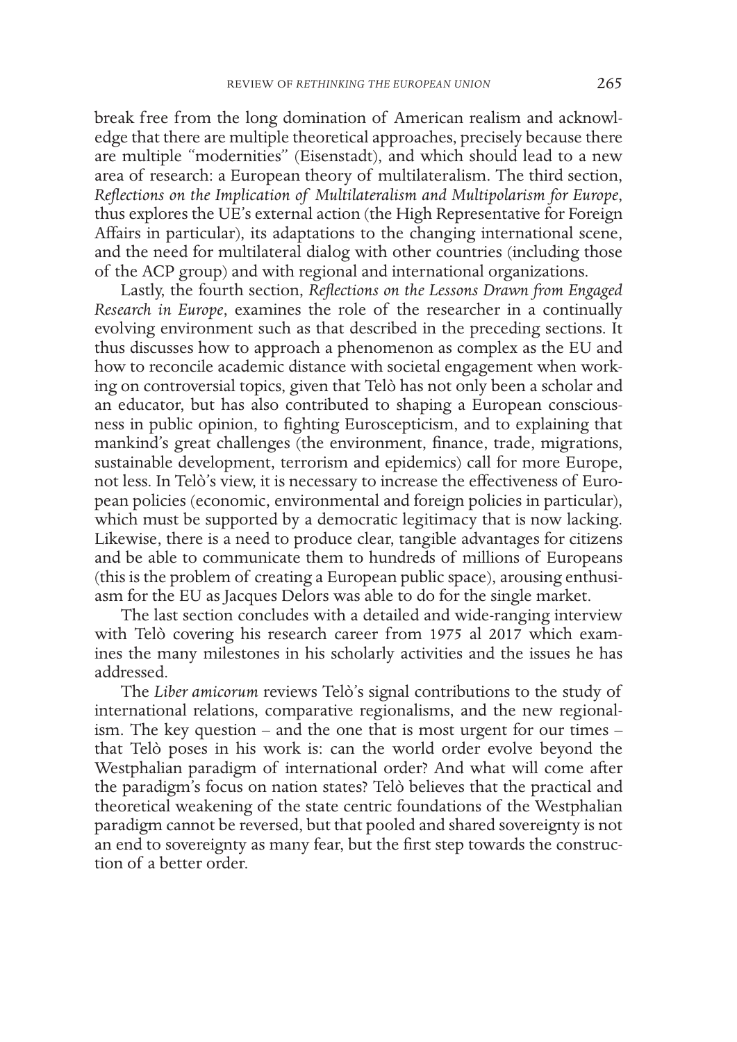break free from the long domination of American realism and acknowledge that there are multiple theoretical approaches, precisely because there are multiple "modernities" (Eisenstadt), and which should lead to a new area of research: a European theory of multilateralism. The third section, *Reflections on the Implication of Multilateralism and Multipolarism for Europe*, thus explores the UE's external action (the High Representative for Foreign Affairs in particular), its adaptations to the changing international scene, and the need for multilateral dialog with other countries (including those of the ACP group) and with regional and international organizations.

Lastly, the fourth section, *Reflections on the Lessons Drawn from Engaged Research in Europe*, examines the role of the researcher in a continually evolving environment such as that described in the preceding sections. It thus discusses how to approach a phenomenon as complex as the EU and how to reconcile academic distance with societal engagement when working on controversial topics, given that Telò has not only been a scholar and an educator, but has also contributed to shaping a European consciousness in public opinion, to fighting Euroscepticism, and to explaining that mankind's great challenges (the environment, finance, trade, migrations, sustainable development, terrorism and epidemics) call for more Europe, not less. In Telò's view, it is necessary to increase the effectiveness of European policies (economic, environmental and foreign policies in particular), which must be supported by a democratic legitimacy that is now lacking. Likewise, there is a need to produce clear, tangible advantages for citizens and be able to communicate them to hundreds of millions of Europeans (this is the problem of creating a European public space), arousing enthusiasm for the EU as Jacques Delors was able to do for the single market.

The last section concludes with a detailed and wide-ranging interview with Telò covering his research career from 1975 al 2017 which examines the many milestones in his scholarly activities and the issues he has addressed.

The *Liber amicorum* reviews Telò's signal contributions to the study of international relations, comparative regionalisms, and the new regionalism. The key question – and the one that is most urgent for our times – that Telò poses in his work is: can the world order evolve beyond the Westphalian paradigm of international order? And what will come after the paradigm's focus on nation states? Telò believes that the practical and theoretical weakening of the state centric foundations of the Westphalian paradigm cannot be reversed, but that pooled and shared sovereignty is not an end to sovereignty as many fear, but the first step towards the construction of a better order.